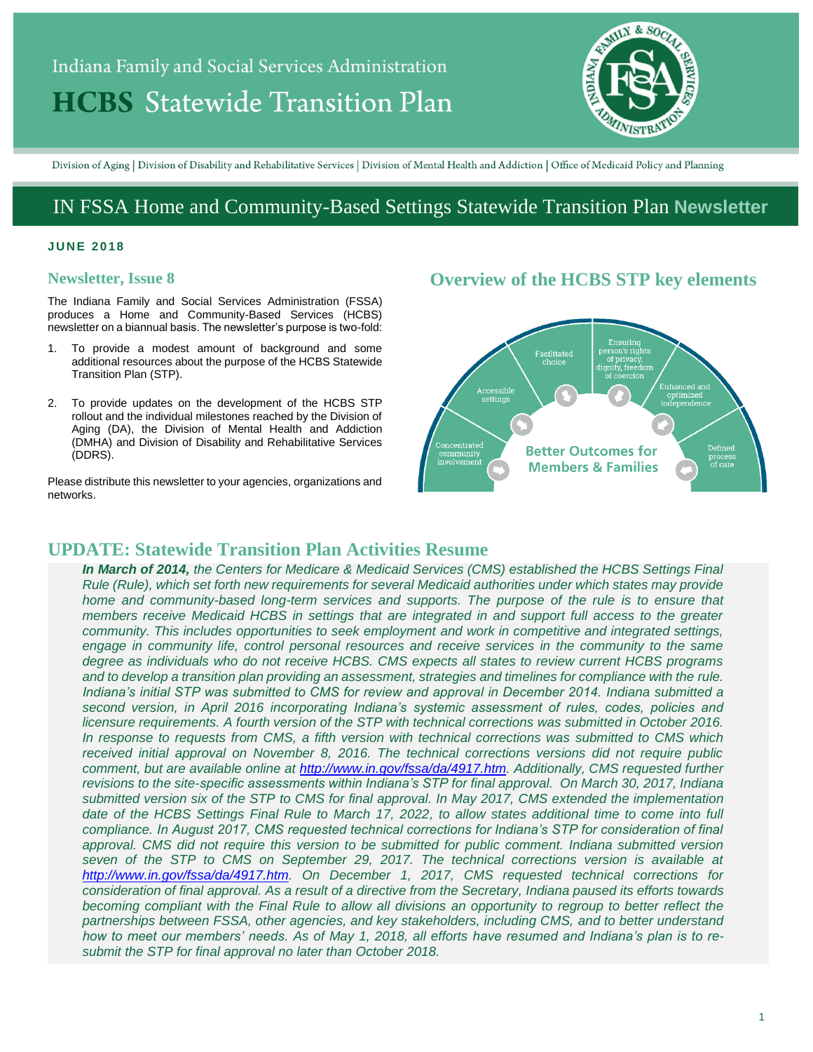Indiana Family and Social Services Administration

# HCBS Statewide Transition Plan

Division of Aging | Division of Disability and Rehabilitative Services | Division of Mental Health and Addiction | Office of Medicaid Policy and Planning

## IN FSSA Home and Community-Based Settings Statewide Transition Plan Newsletter

**JUNE 2018**

### Newsletter, Issue 8

The Indiana Family and Social Services Administration (FSSA) produces a Home and Community-Based Services (HCBS) newsletter on a biannual basis. The newsletter's purpose is two-fold:

1. To provide a modest amount of background and some additional resources about the purpose of the HCBS Statewide Transition Plan (STP).
2. To provide updates on the development of the HCBS STP rollout and the individual milestones reached by the Division of Aging (DA), the Division of Mental Health and Addiction (DMHA) and Division of Disability and Rehabilitative Services (DDRS).

Please distribute this newsletter to your agencies, organizations and networks.

### Overview of the HCBS STP key elements

- Concentrated community involvement
- Accessible settings
- Facilitated choice
- Ensuring person's rights of privacy, dignity, freedom of coercion
- Enhanced and optimized independence
- Defined process of care

**Better Outcomes for Members & Families**

## UPDATE: Statewide Transition Plan Activities Resume

***In March of 2014,*** *the Centers for Medicare & Medicaid Services (CMS) established the HCBS Settings Final Rule (Rule), which set forth new requirements for several Medicaid authorities under which states may provide home and community-based long-term services and supports. The purpose of the rule is to ensure that members receive Medicaid HCBS in settings that are integrated in and support full access to the greater community. This includes opportunities to seek employment and work in competitive and integrated settings, engage in community life, control personal resources and receive services in the community to the same degree as individuals who do not receive HCBS. CMS expects all states to review current HCBS programs and to develop a transition plan providing an assessment, strategies and timelines for compliance with the rule. Indiana's initial STP was submitted to CMS for review and approval in December 2014. Indiana submitted a second version, in April 2016 incorporating Indiana's systemic assessment of rules, codes, policies and licensure requirements. A fourth version of the STP with technical corrections was submitted in October 2016. In response to requests from CMS, a fifth version with technical corrections was submitted to CMS which received initial approval on November 8, 2016. The technical corrections versions did not require public comment, but are available online at http://www.in.gov/fssa/da/4917.htm. Additionally, CMS requested further revisions to the site-specific assessments within Indiana's STP for final approval. On March 30, 2017, Indiana submitted version six of the STP to CMS for final approval. In May 2017, CMS extended the implementation date of the HCBS Settings Final Rule to March 17, 2022, to allow states additional time to come into full compliance. In August 2017, CMS requested technical corrections for Indiana's STP for consideration of final approval. CMS did not require this version to be submitted for public comment. Indiana submitted version seven of the STP to CMS on September 29, 2017. The technical corrections version is available at http://www.in.gov/fssa/da/4917.htm. On December 1, 2017, CMS requested technical corrections for consideration of final approval. As a result of a directive from the Secretary, Indiana paused its efforts towards becoming compliant with the Final Rule to allow all divisions an opportunity to regroup to better reflect the partnerships between FSSA, other agencies, and key stakeholders, including CMS, and to better understand how to meet our members' needs. As of May 1, 2018, all efforts have resumed and Indiana's plan is to re-submit the STP for final approval no later than October 2018.*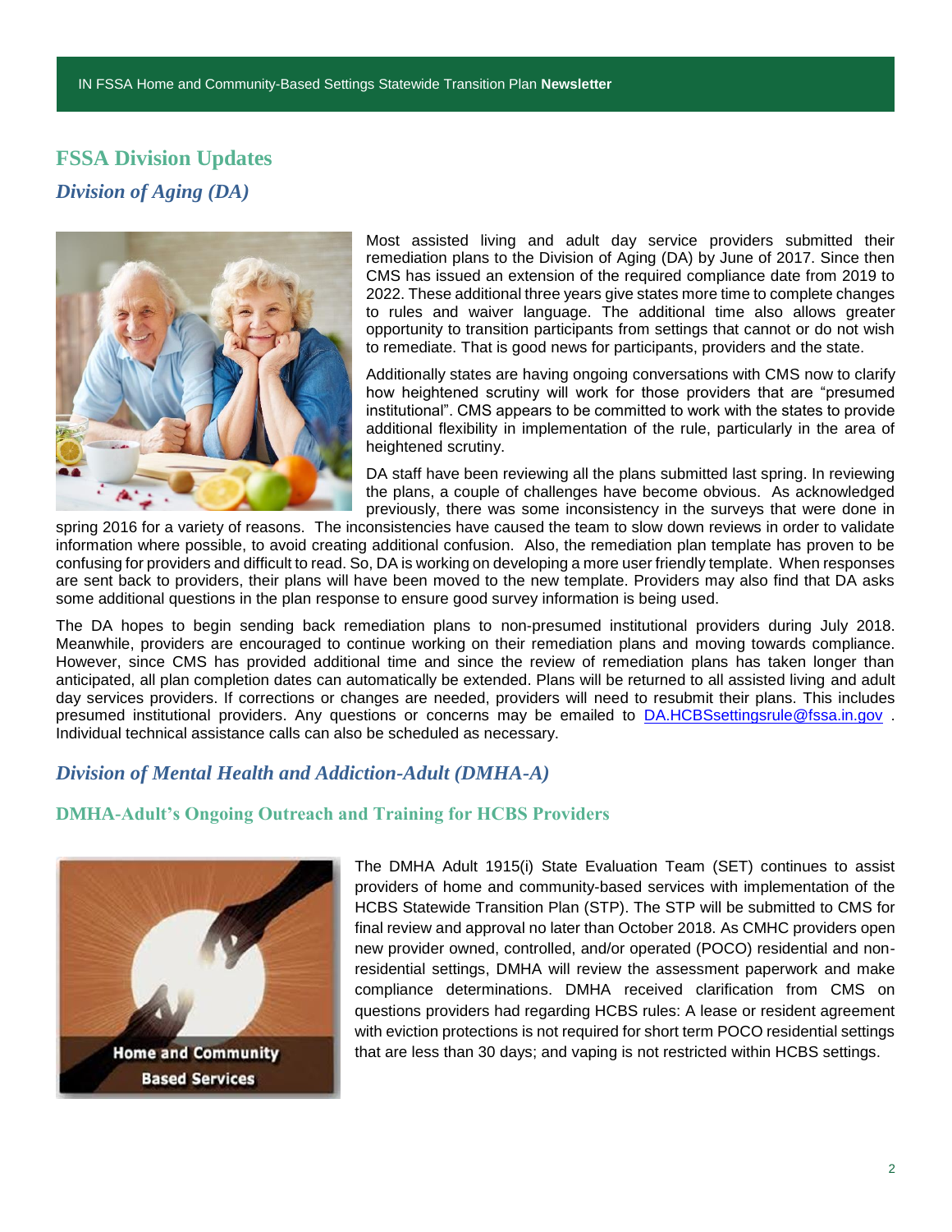# FSSA Division Updates

## *Division of Aging (DA)*

Most assisted living and adult day service providers submitted their remediation plans to the Division of Aging (DA) by June of 2017. Since then CMS has issued an extension of the required compliance date from 2019 to 2022. These additional three years give states more time to complete changes to rules and waiver language. The additional time also allows greater opportunity to transition participants from settings that cannot or do not wish to remediate. That is good news for participants, providers and the state.

Additionally states are having ongoing conversations with CMS now to clarify how heightened scrutiny will work for those providers that are "presumed institutional". CMS appears to be committed to work with the states to provide additional flexibility in implementation of the rule, particularly in the area of heightened scrutiny.

DA staff have been reviewing all the plans submitted last spring. In reviewing the plans, a couple of challenges have become obvious. As acknowledged previously, there was some inconsistency in the surveys that were done in spring 2016 for a variety of reasons. The inconsistencies have caused the team to slow down reviews in order to validate information where possible, to avoid creating additional confusion. Also, the remediation plan template has proven to be confusing for providers and difficult to read. So, DA is working on developing a more user friendly template. When responses are sent back to providers, their plans will have been moved to the new template. Providers may also find that DA asks some additional questions in the plan response to ensure good survey information is being used.

The DA hopes to begin sending back remediation plans to non-presumed institutional providers during July 2018. Meanwhile, providers are encouraged to continue working on their remediation plans and moving towards compliance. However, since CMS has provided additional time and since the review of remediation plans has taken longer than anticipated, all plan completion dates can automatically be extended. Plans will be returned to all assisted living and adult day services providers. If corrections or changes are needed, providers will need to resubmit their plans. This includes presumed institutional providers. Any questions or concerns may be emailed to DA.HCBSsettingsrule@fssa.in.gov . Individual technical assistance calls can also be scheduled as necessary.

## *Division of Mental Health and Addiction-Adult (DMHA-A)*

### DMHA-Adult's Ongoing Outreach and Training for HCBS Providers

The DMHA Adult 1915(i) State Evaluation Team (SET) continues to assist providers of home and community-based services with implementation of the HCBS Statewide Transition Plan (STP). The STP will be submitted to CMS for final review and approval no later than October 2018. As CMHC providers open new provider owned, controlled, and/or operated (POCO) residential and non-residential settings, DMHA will review the assessment paperwork and make compliance determinations. DMHA received clarification from CMS on questions providers had regarding HCBS rules: A lease or resident agreement with eviction protections is not required for short term POCO residential settings that are less than 30 days; and vaping is not restricted within HCBS settings.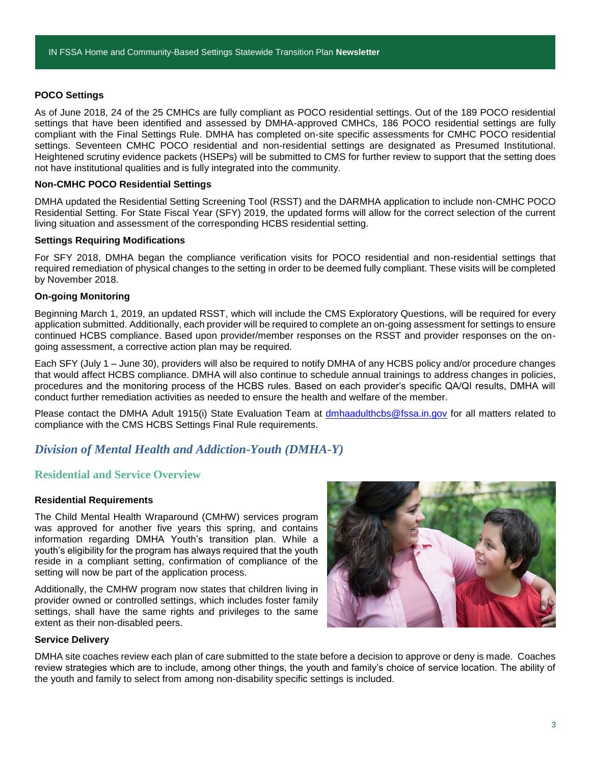### POCO Settings

As of June 2018, 24 of the 25 CMHCs are fully compliant as POCO residential settings. Out of the 189 POCO residential settings that have been identified and assessed by DMHA-approved CMHCs, 186 POCO residential settings are fully compliant with the Final Settings Rule. DMHA has completed on-site specific assessments for CMHC POCO residential settings. Seventeen CMHC POCO residential and non-residential settings are designated as Presumed Institutional. Heightened scrutiny evidence packets (HSEPs) will be submitted to CMS for further review to support that the setting does not have institutional qualities and is fully integrated into the community.

### Non-CMHC POCO Residential Settings

DMHA updated the Residential Setting Screening Tool (RSST) and the DARMHA application to include non-CMHC POCO Residential Setting. For State Fiscal Year (SFY) 2019, the updated forms will allow for the correct selection of the current living situation and assessment of the corresponding HCBS residential setting.

### Settings Requiring Modifications

For SFY 2018, DMHA began the compliance verification visits for POCO residential and non-residential settings that required remediation of physical changes to the setting in order to be deemed fully compliant. These visits will be completed by November 2018.

### On-going Monitoring

Beginning March 1, 2019, an updated RSST, which will include the CMS Exploratory Questions, will be required for every application submitted. Additionally, each provider will be required to complete an on-going assessment for settings to ensure continued HCBS compliance. Based upon provider/member responses on the RSST and provider responses on the on-going assessment, a corrective action plan may be required.

Each SFY (July 1 – June 30), providers will also be required to notify DMHA of any HCBS policy and/or procedure changes that would affect HCBS compliance. DMHA will also continue to schedule annual trainings to address changes in policies, procedures and the monitoring process of the HCBS rules. Based on each provider's specific QA/QI results, DMHA will conduct further remediation activities as needed to ensure the health and welfare of the member.

Please contact the DMHA Adult 1915(i) State Evaluation Team at dmhaadulthcbs@fssa.in.gov for all matters related to compliance with the CMS HCBS Settings Final Rule requirements.

# *Division of Mental Health and Addiction-Youth (DMHA-Y)*

## Residential and Service Overview

### Residential Requirements

The Child Mental Health Wraparound (CMHW) services program was approved for another five years this spring, and contains information regarding DMHA Youth's transition plan. While a youth's eligibility for the program has always required that the youth reside in a compliant setting, confirmation of compliance of the setting will now be part of the application process.

Additionally, the CMHW program now states that children living in provider owned or controlled settings, which includes foster family settings, shall have the same rights and privileges to the same extent as their non-disabled peers.

### Service Delivery

DMHA site coaches review each plan of care submitted to the state before a decision to approve or deny is made. Coaches review strategies which are to include, among other things, the youth and family's choice of service location. The ability of the youth and family to select from among non-disability specific settings is included.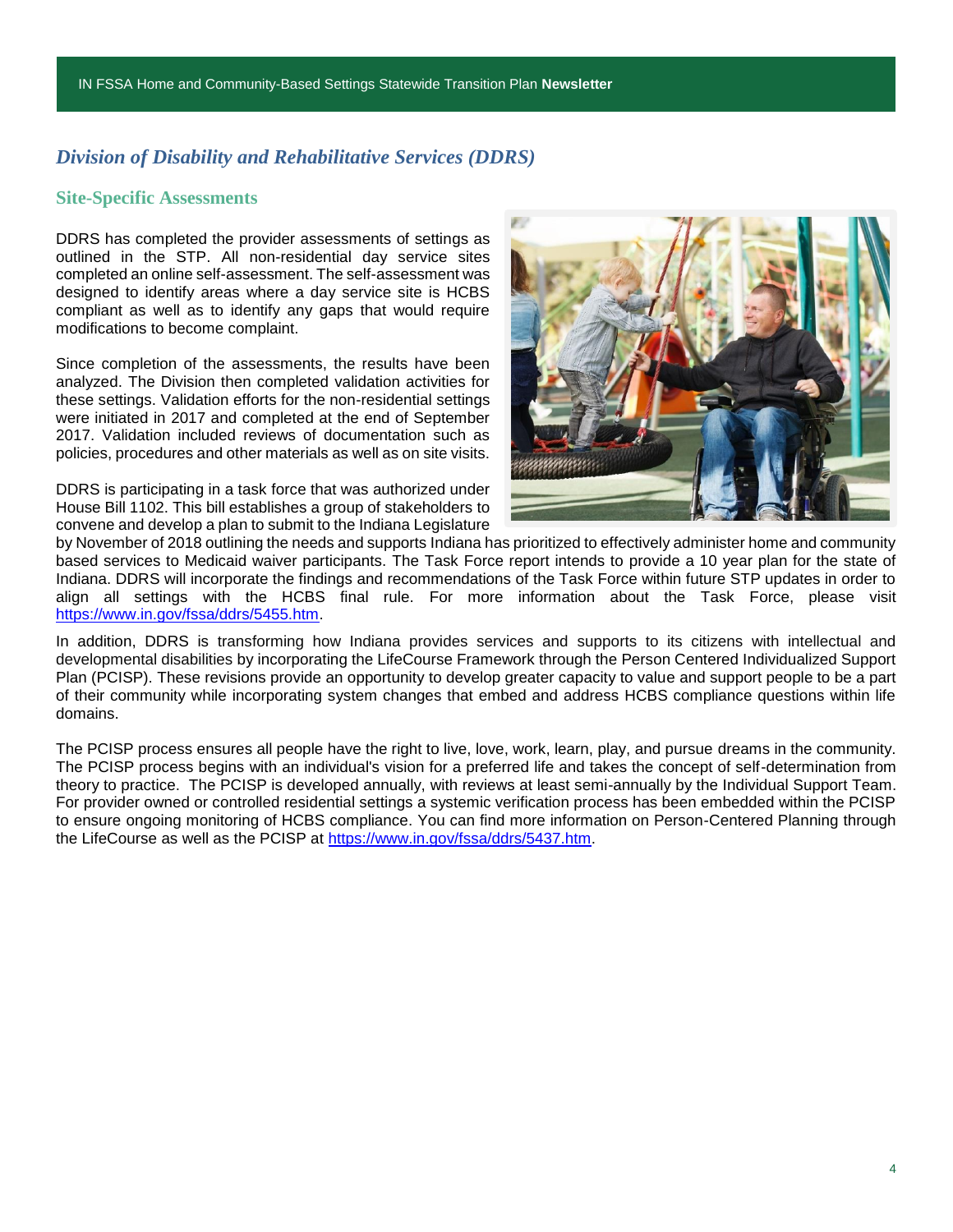## *Division of Disability and Rehabilitative Services (DDRS)*

### Site-Specific Assessments

DDRS has completed the provider assessments of settings as outlined in the STP. All non-residential day service sites completed an online self-assessment. The self-assessment was designed to identify areas where a day service site is HCBS compliant as well as to identify any gaps that would require modifications to become complaint.

Since completion of the assessments, the results have been analyzed. The Division then completed validation activities for these settings. Validation efforts for the non-residential settings were initiated in 2017 and completed at the end of September 2017. Validation included reviews of documentation such as policies, procedures and other materials as well as on site visits.

DDRS is participating in a task force that was authorized under House Bill 1102. This bill establishes a group of stakeholders to convene and develop a plan to submit to the Indiana Legislature by November of 2018 outlining the needs and supports Indiana has prioritized to effectively administer home and community based services to Medicaid waiver participants. The Task Force report intends to provide a 10 year plan for the state of Indiana. DDRS will incorporate the findings and recommendations of the Task Force within future STP updates in order to align all settings with the HCBS final rule. For more information about the Task Force, please visit https://www.in.gov/fssa/ddrs/5455.htm.

In addition, DDRS is transforming how Indiana provides services and supports to its citizens with intellectual and developmental disabilities by incorporating the LifeCourse Framework through the Person Centered Individualized Support Plan (PCISP). These revisions provide an opportunity to develop greater capacity to value and support people to be a part of their community while incorporating system changes that embed and address HCBS compliance questions within life domains.

The PCISP process ensures all people have the right to live, love, work, learn, play, and pursue dreams in the community. The PCISP process begins with an individual's vision for a preferred life and takes the concept of self-determination from theory to practice. The PCISP is developed annually, with reviews at least semi-annually by the Individual Support Team. For provider owned or controlled residential settings a systemic verification process has been embedded within the PCISP to ensure ongoing monitoring of HCBS compliance. You can find more information on Person-Centered Planning through the LifeCourse as well as the PCISP at https://www.in.gov/fssa/ddrs/5437.htm.